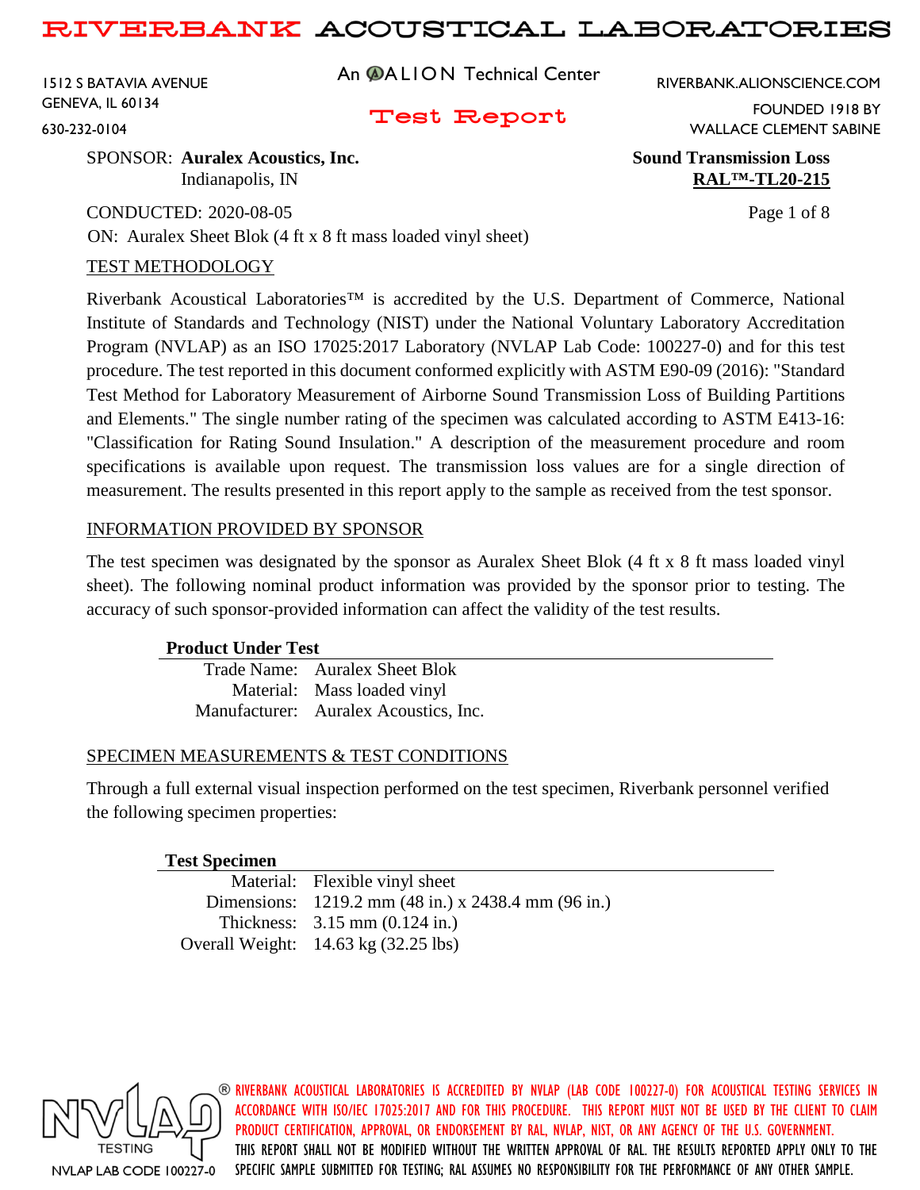# RIVERBANK ACOUSTICAL LABORATORIES

1512 S BATAVIA AVENUE
GENEVA, IL 60134
630-232-0104

An ALION Technical Center

**Test Report**

RIVERBANK.ALIONSCIENCE.COM
FOUNDED 1918 BY
WALLACE CLEMENT SABINE

SPONSOR: **Auralex Acoustics, Inc.**
Indianapolis, IN

**Sound Transmission Loss**
**RAL™-TL20-215**

CONDUCTED: 2020-08-05

ON: Auralex Sheet Blok (4 ft x 8 ft mass loaded vinyl sheet)

## TEST METHODOLOGY

Riverbank Acoustical Laboratories™ is accredited by the U.S. Department of Commerce, National Institute of Standards and Technology (NIST) under the National Voluntary Laboratory Accreditation Program (NVLAP) as an ISO 17025:2017 Laboratory (NVLAP Lab Code: 100227-0) and for this test procedure. The test reported in this document conformed explicitly with ASTM E90-09 (2016): "Standard Test Method for Laboratory Measurement of Airborne Sound Transmission Loss of Building Partitions and Elements." The single number rating of the specimen was calculated according to ASTM E413-16: "Classification for Rating Sound Insulation." A description of the measurement procedure and room specifications is available upon request. The transmission loss values are for a single direction of measurement. The results presented in this report apply to the sample as received from the test sponsor.

## INFORMATION PROVIDED BY SPONSOR

The test specimen was designated by the sponsor as Auralex Sheet Blok (4 ft x 8 ft mass loaded vinyl sheet). The following nominal product information was provided by the sponsor prior to testing. The accuracy of such sponsor-provided information can affect the validity of the test results.

| **Product Under Test** | |
|---|---|
| Trade Name: | Auralex Sheet Blok |
| Material: | Mass loaded vinyl |
| Manufacturer: | Auralex Acoustics, Inc. |

## SPECIMEN MEASUREMENTS & TEST CONDITIONS

Through a full external visual inspection performed on the test specimen, Riverbank personnel verified the following specimen properties:

| **Test Specimen** | |
|---|---|
| Material: | Flexible vinyl sheet |
| Dimensions: | 1219.2 mm (48 in.) x 2438.4 mm (96 in.) |
| Thickness: | 3.15 mm (0.124 in.) |
| Overall Weight: | 14.63 kg (32.25 lbs) |

NVLAP TESTING — NVLAP LAB CODE 100227-0

RIVERBANK ACOUSTICAL LABORATORIES IS ACCREDITED BY NVLAP (LAB CODE 100227-0) FOR ACOUSTICAL TESTING SERVICES IN ACCORDANCE WITH ISO/IEC 17025:2017 AND FOR THIS PROCEDURE. THIS REPORT MUST NOT BE USED BY THE CLIENT TO CLAIM PRODUCT CERTIFICATION, APPROVAL, OR ENDORSEMENT BY RAL, NVLAP, NIST, OR ANY AGENCY OF THE U.S. GOVERNMENT. THIS REPORT SHALL NOT BE MODIFIED WITHOUT THE WRITTEN APPROVAL OF RAL. THE RESULTS REPORTED APPLY ONLY TO THE SPECIFIC SAMPLE SUBMITTED FOR TESTING; RAL ASSUMES NO RESPONSIBILITY FOR THE PERFORMANCE OF ANY OTHER SAMPLE.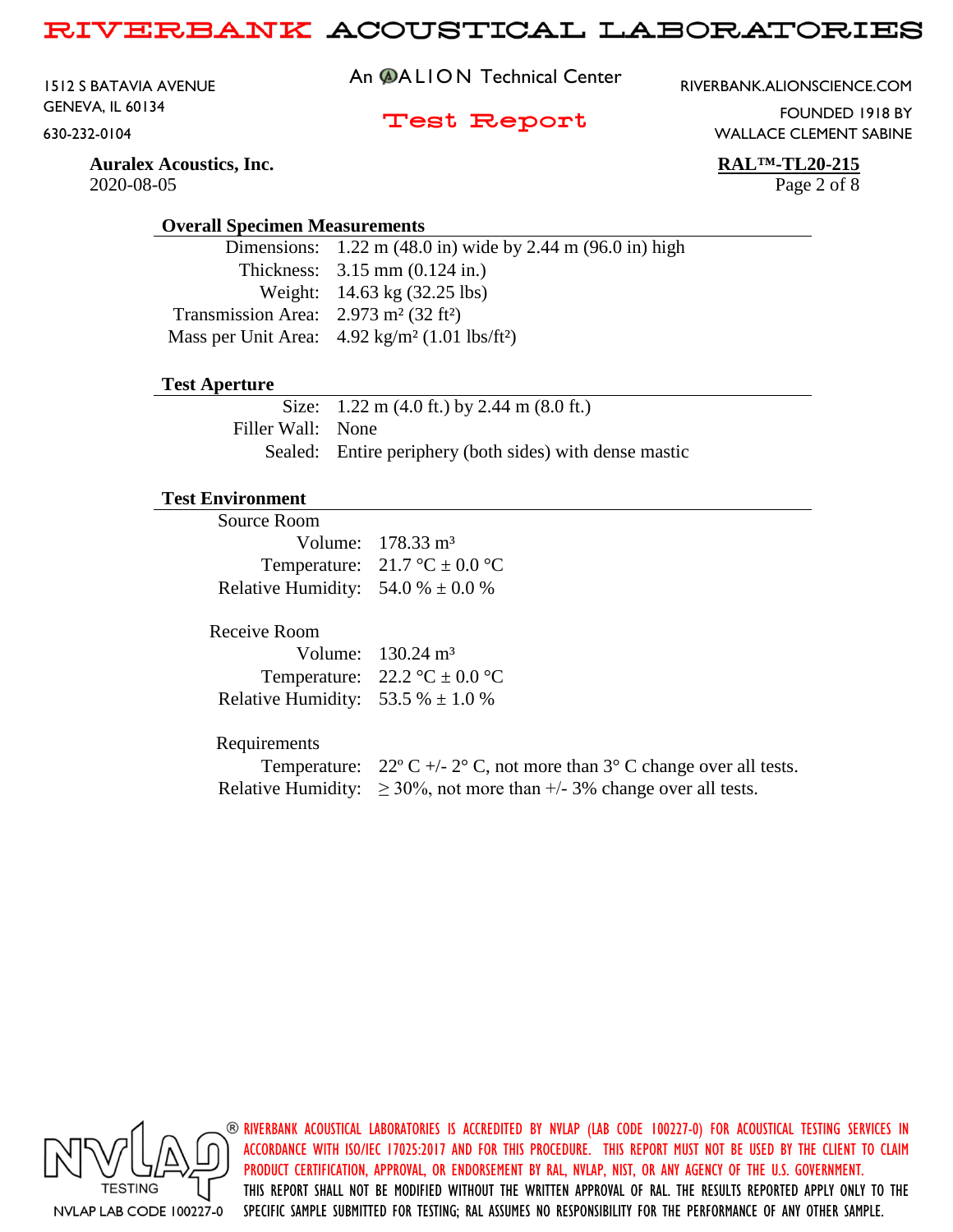## Overall Specimen Measurements

| | |
|---|---|
| Dimensions: | 1.22 m (48.0 in) wide by 2.44 m (96.0 in) high |
| Thickness: | 3.15 mm (0.124 in.) |
| Weight: | 14.63 kg (32.25 lbs) |
| Transmission Area: | 2.973 m² (32 ft²) |
| Mass per Unit Area: | 4.92 kg/m² (1.01 lbs/ft²) |

## Test Aperture

| | |
|---|---|
| Size: | 1.22 m (4.0 ft.) by 2.44 m (8.0 ft.) |
| Filler Wall: | None |
| Sealed: | Entire periphery (both sides) with dense mastic |

## Test Environment

**Source Room**

| | |
|---|---|
| Volume: | 178.33 m³ |
| Temperature: | 21.7 °C ± 0.0 °C |
| Relative Humidity: | 54.0 % ± 0.0 % |

**Receive Room**

| | |
|---|---|
| Volume: | 130.24 m³ |
| Temperature: | 22.2 °C ± 0.0 °C |
| Relative Humidity: | 53.5 % ± 1.0 % |

**Requirements**

| | |
|---|---|
| Temperature: | 22° C +/- 2° C, not more than 3° C change over all tests. |
| Relative Humidity: | ≥ 30%, not more than +/- 3% change over all tests. |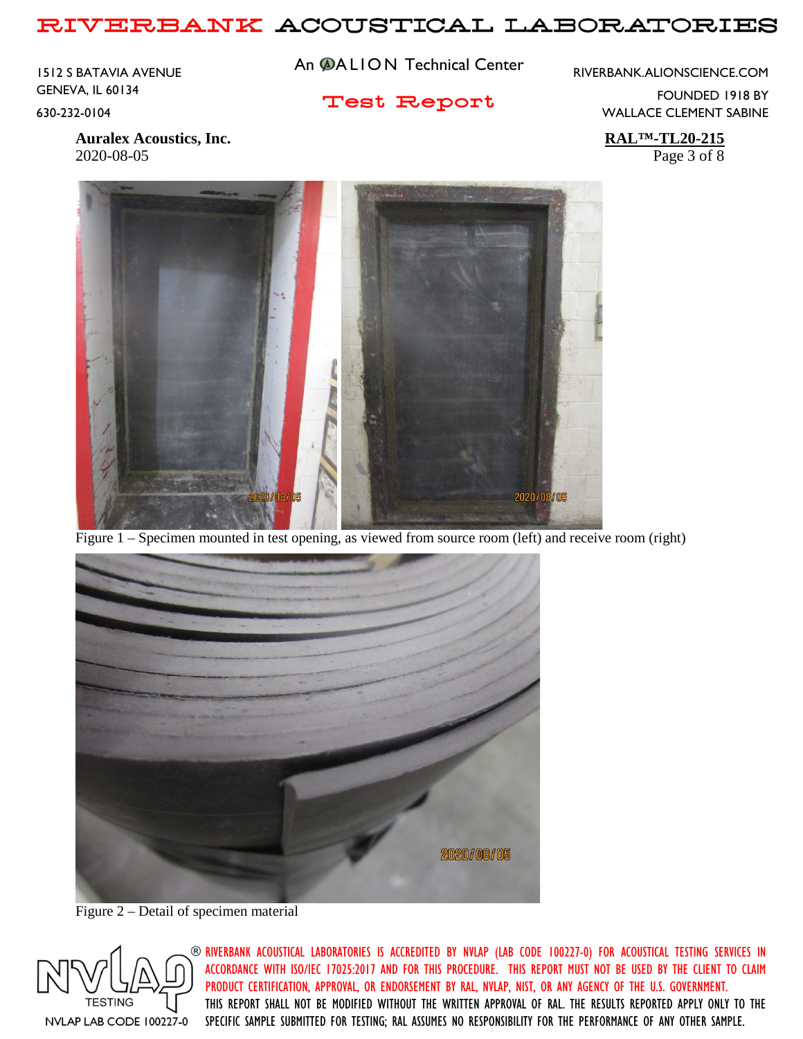Figure 1 – Specimen mounted in test opening, as viewed from source room (left) and receive room (right)

Figure 2 – Detail of specimen material

RIVERBANK ACOUSTICAL LABORATORIES IS ACCREDITED BY NVLAP (LAB CODE 100227-0) FOR ACOUSTICAL TESTING SERVICES IN ACCORDANCE WITH ISO/IEC 17025:2017 AND FOR THIS PROCEDURE. THIS REPORT MUST NOT BE USED BY THE CLIENT TO CLAIM PRODUCT CERTIFICATION, APPROVAL, OR ENDORSEMENT BY RAL, NVLAP, NIST, OR ANY AGENCY OF THE U.S. GOVERNMENT. THIS REPORT SHALL NOT BE MODIFIED WITHOUT THE WRITTEN APPROVAL OF RAL. THE RESULTS REPORTED APPLY ONLY TO THE SPECIFIC SAMPLE SUBMITTED FOR TESTING; RAL ASSUMES NO RESPONSIBILITY FOR THE PERFORMANCE OF ANY OTHER SAMPLE.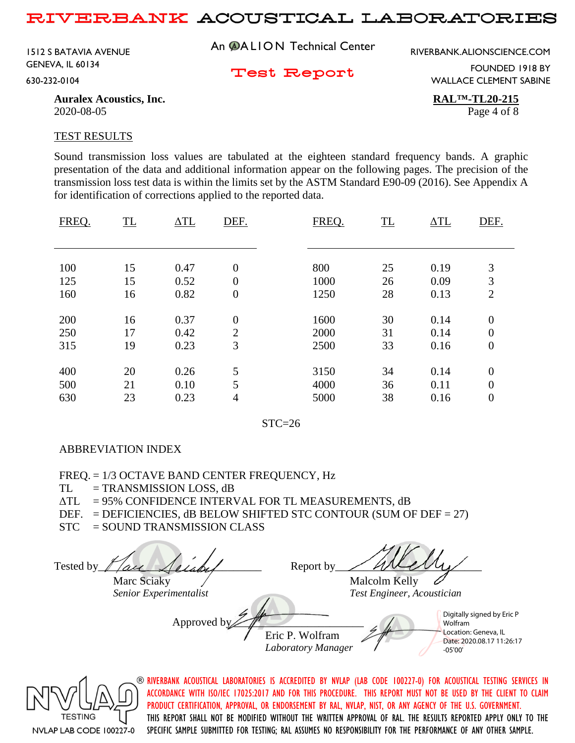Auralex Acoustics, Inc.
2020-08-05

**RAL™-TL20-215**

## TEST RESULTS

Sound transmission loss values are tabulated at the eighteen standard frequency bands. A graphic presentation of the data and additional information appear on the following pages. The precision of the transmission loss test data is within the limits set by the ASTM Standard E90-09 (2016). See Appendix A for identification of corrections applied to the reported data.

| FREQ. | TL | ΔTL | DEF. | FREQ. | TL | ΔTL | DEF. |
|---|---|---|---|---|---|---|---|
| 100 | 15 | 0.47 | 0 | 800 | 25 | 0.19 | 3 |
| 125 | 15 | 0.52 | 0 | 1000 | 26 | 0.09 | 3 |
| 160 | 16 | 0.82 | 0 | 1250 | 28 | 0.13 | 2 |
| 200 | 16 | 0.37 | 0 | 1600 | 30 | 0.14 | 0 |
| 250 | 17 | 0.42 | 2 | 2000 | 31 | 0.14 | 0 |
| 315 | 19 | 0.23 | 3 | 2500 | 33 | 0.16 | 0 |
| 400 | 20 | 0.26 | 5 | 3150 | 34 | 0.14 | 0 |
| 500 | 21 | 0.10 | 5 | 4000 | 36 | 0.11 | 0 |
| 630 | 23 | 0.23 | 4 | 5000 | 38 | 0.16 | 0 |

STC=26

ABBREVIATION INDEX

- FREQ. = 1/3 OCTAVE BAND CENTER FREQUENCY, Hz
- TL = TRANSMISSION LOSS, dB
- ΔTL = 95% CONFIDENCE INTERVAL FOR TL MEASUREMENTS, dB
- DEF. = DEFICIENCIES, dB BELOW SHIFTED STC CONTOUR (SUM OF DEF = 27)
- STC = SOUND TRANSMISSION CLASS

Tested by Marc Sciaky
*Senior Experimentalist*

Report by Malcolm Kelly
*Test Engineer, Acoustician*

Approved by Eric P. Wolfram
*Laboratory Manager*

Digitally signed by Eric P Wolfram
Location: Geneva, IL
Date: 2020.08.17 11:26:17 -05'00'

NVLAP TESTING
NVLAP LAB CODE 100227-0

RIVERBANK ACOUSTICAL LABORATORIES IS ACCREDITED BY NVLAP (LAB CODE 100227-0) FOR ACOUSTICAL TESTING SERVICES IN ACCORDANCE WITH ISO/IEC 17025:2017 AND FOR THIS PROCEDURE. THIS REPORT MUST NOT BE USED BY THE CLIENT TO CLAIM PRODUCT CERTIFICATION, APPROVAL, OR ENDORSEMENT BY RAL, NVLAP, NIST, OR ANY AGENCY OF THE U.S. GOVERNMENT. THIS REPORT SHALL NOT BE MODIFIED WITHOUT THE WRITTEN APPROVAL OF RAL. THE RESULTS REPORTED APPLY ONLY TO THE SPECIFIC SAMPLE SUBMITTED FOR TESTING; RAL ASSUMES NO RESPONSIBILITY FOR THE PERFORMANCE OF ANY OTHER SAMPLE.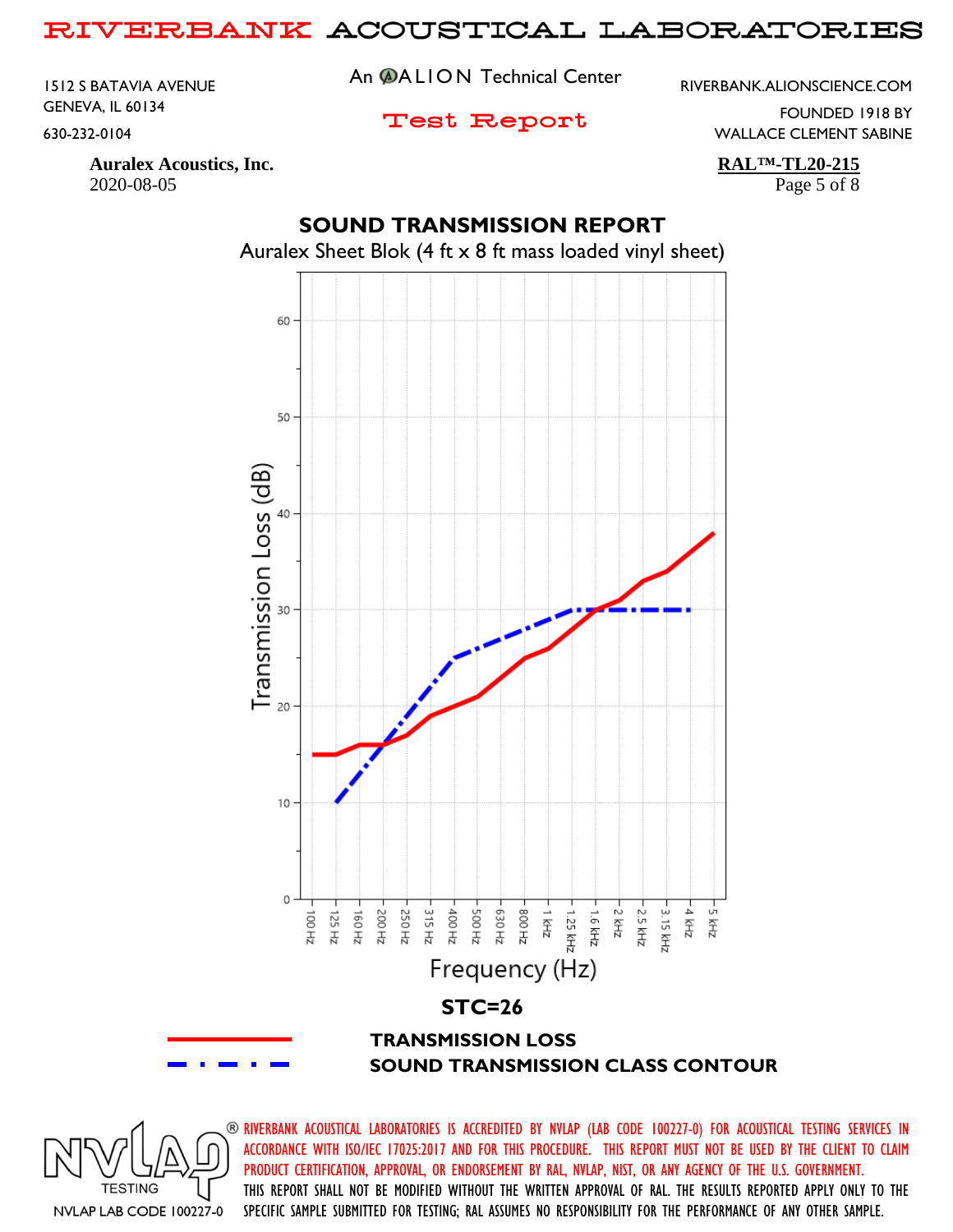Auralex Acoustics, Inc.
2020-08-05

**RAL™-TL20-215**

## SOUND TRANSMISSION REPORT

Auralex Sheet Blok (4 ft x 8 ft mass loaded vinyl sheet)

**STC=26**

TRANSMISSION LOSS

SOUND TRANSMISSION CLASS CONTOUR

RIVERBANK ACOUSTICAL LABORATORIES IS ACCREDITED BY NVLAP (LAB CODE 100227-0) FOR ACOUSTICAL TESTING SERVICES IN ACCORDANCE WITH ISO/IEC 17025:2017 AND FOR THIS PROCEDURE. THIS REPORT MUST NOT BE USED BY THE CLIENT TO CLAIM PRODUCT CERTIFICATION, APPROVAL, OR ENDORSEMENT BY RAL, NVLAP, NIST, OR ANY AGENCY OF THE U.S. GOVERNMENT. THIS REPORT SHALL NOT BE MODIFIED WITHOUT THE WRITTEN APPROVAL OF RAL. THE RESULTS REPORTED APPLY ONLY TO THE SPECIFIC SAMPLE SUBMITTED FOR TESTING; RAL ASSUMES NO RESPONSIBILITY FOR THE PERFORMANCE OF ANY OTHER SAMPLE.

NVLAP LAB CODE 100227-0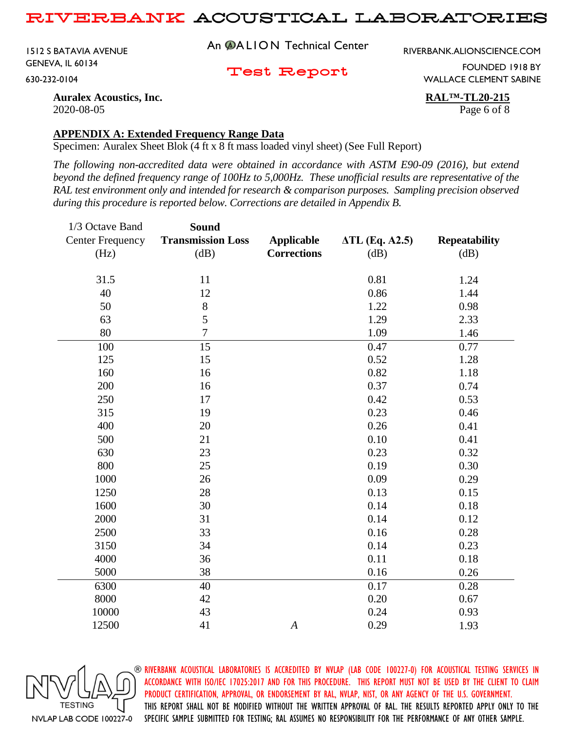**Auralex Acoustics, Inc.**
2020-08-05

**RAL™-TL20-215**

## APPENDIX A: Extended Frequency Range Data

Specimen: Auralex Sheet Blok (4 ft x 8 ft mass loaded vinyl sheet) (See Full Report)

*The following non-accredited data were obtained in accordance with ASTM E90-09 (2016), but extend beyond the defined frequency range of 100Hz to 5,000Hz. These unofficial results are representative of the RAL test environment only and intended for research & comparison purposes. Sampling precision observed during this procedure is reported below. Corrections are detailed in Appendix B.*

| 1/3 Octave Band Center Frequency (Hz) | Sound Transmission Loss (dB) | Applicable Corrections | ΔTL (Eq. A2.5) (dB) | Repeatability (dB) |
|---|---|---|---|---|
| 31.5 | 11 | | 0.81 | 1.24 |
| 40 | 12 | | 0.86 | 1.44 |
| 50 | 8 | | 1.22 | 0.98 |
| 63 | 5 | | 1.29 | 2.33 |
| 80 | 7 | | 1.09 | 1.46 |
| 100 | 15 | | 0.47 | 0.77 |
| 125 | 15 | | 0.52 | 1.28 |
| 160 | 16 | | 0.82 | 1.18 |
| 200 | 16 | | 0.37 | 0.74 |
| 250 | 17 | | 0.42 | 0.53 |
| 315 | 19 | | 0.23 | 0.46 |
| 400 | 20 | | 0.26 | 0.41 |
| 500 | 21 | | 0.10 | 0.41 |
| 630 | 23 | | 0.23 | 0.32 |
| 800 | 25 | | 0.19 | 0.30 |
| 1000 | 26 | | 0.09 | 0.29 |
| 1250 | 28 | | 0.13 | 0.15 |
| 1600 | 30 | | 0.14 | 0.18 |
| 2000 | 31 | | 0.14 | 0.12 |
| 2500 | 33 | | 0.16 | 0.28 |
| 3150 | 34 | | 0.14 | 0.23 |
| 4000 | 36 | | 0.11 | 0.18 |
| 5000 | 38 | | 0.16 | 0.26 |
| 6300 | 40 | | 0.17 | 0.28 |
| 8000 | 42 | | 0.20 | 0.67 |
| 10000 | 43 | | 0.24 | 0.93 |
| 12500 | 41 | *A* | 0.29 | 1.93 |

NVLAP LAB CODE 100227-0

RIVERBANK ACOUSTICAL LABORATORIES IS ACCREDITED BY NVLAP (LAB CODE 100227-0) FOR ACOUSTICAL TESTING SERVICES IN ACCORDANCE WITH ISO/IEC 17025:2017 AND FOR THIS PROCEDURE. THIS REPORT MUST NOT BE USED BY THE CLIENT TO CLAIM PRODUCT CERTIFICATION, APPROVAL, OR ENDORSEMENT BY RAL, NVLAP, NIST, OR ANY AGENCY OF THE U.S. GOVERNMENT. THIS REPORT SHALL NOT BE MODIFIED WITHOUT THE WRITTEN APPROVAL OF RAL. THE RESULTS REPORTED APPLY ONLY TO THE SPECIFIC SAMPLE SUBMITTED FOR TESTING; RAL ASSUMES NO RESPONSIBILITY FOR THE PERFORMANCE OF ANY OTHER SAMPLE.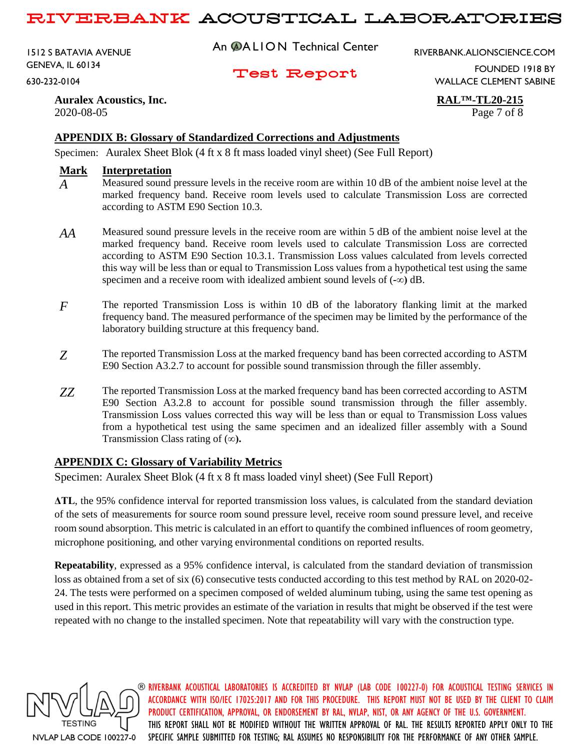**Auralex Acoustics, Inc.**
2020-08-05

**RAL™-TL20-215**

## APPENDIX B: Glossary of Standardized Corrections and Adjustments

Specimen: Auralex Sheet Blok (4 ft x 8 ft mass loaded vinyl sheet) (See Full Report)

| Mark | Interpretation |
|---|---|
| *A* | Measured sound pressure levels in the receive room are within 10 dB of the ambient noise level at the marked frequency band. Receive room levels used to calculate Transmission Loss are corrected according to ASTM E90 Section 10.3. |
| *AA* | Measured sound pressure levels in the receive room are within 5 dB of the ambient noise level at the marked frequency band. Receive room levels used to calculate Transmission Loss are corrected according to ASTM E90 Section 10.3.1. Transmission Loss values calculated from levels corrected this way will be less than or equal to Transmission Loss values from a hypothetical test using the same specimen and a receive room with idealized ambient sound levels of (-∞) dB. |
| *F* | The reported Transmission Loss is within 10 dB of the laboratory flanking limit at the marked frequency band. The measured performance of the specimen may be limited by the performance of the laboratory building structure at this frequency band. |
| *Z* | The reported Transmission Loss at the marked frequency band has been corrected according to ASTM E90 Section A3.2.7 to account for possible sound transmission through the filler assembly. |
| *ZZ* | The reported Transmission Loss at the marked frequency band has been corrected according to ASTM E90 Section A3.2.8 to account for possible sound transmission through the filler assembly. Transmission Loss values corrected this way will be less than or equal to Transmission Loss values from a hypothetical test using the same specimen and an idealized filler assembly with a Sound Transmission Class rating of (∞). |

## APPENDIX C: Glossary of Variability Metrics

Specimen: Auralex Sheet Blok (4 ft x 8 ft mass loaded vinyl sheet) (See Full Report)

**ΔTL**, the 95% confidence interval for reported transmission loss values, is calculated from the standard deviation of the sets of measurements for source room sound pressure level, receive room sound pressure level, and receive room sound absorption. This metric is calculated in an effort to quantify the combined influences of room geometry, microphone positioning, and other varying environmental conditions on reported results.

**Repeatability**, expressed as a 95% confidence interval, is calculated from the standard deviation of transmission loss as obtained from a set of six (6) consecutive tests conducted according to this test method by RAL on 2020-02-24. The tests were performed on a specimen composed of welded aluminum tubing, using the same test opening as used in this report. This metric provides an estimate of the variation in results that might be observed if the test were repeated with no change to the installed specimen. Note that repeatability will vary with the construction type.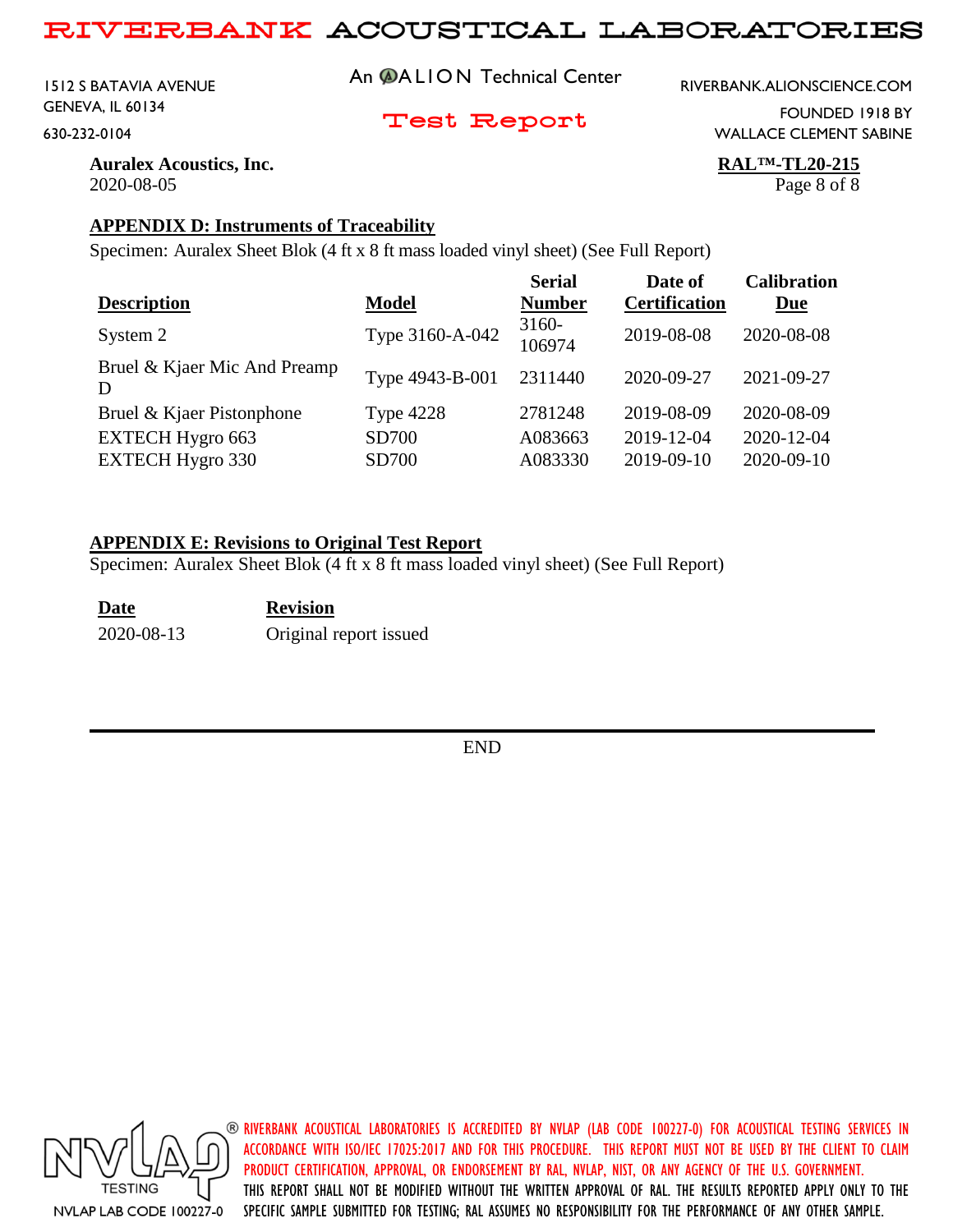**Auralex Acoustics, Inc.**
2020-08-05

**RAL™-TL20-215**

## APPENDIX D: Instruments of Traceability

Specimen: Auralex Sheet Blok (4 ft x 8 ft mass loaded vinyl sheet) (See Full Report)

| Description | Model | Serial Number | Date of Certification | Calibration Due |
|---|---|---|---|---|
| System 2 | Type 3160-A-042 | 3160-106974 | 2019-08-08 | 2020-08-08 |
| Bruel & Kjaer Mic And Preamp D | Type 4943-B-001 | 2311440 | 2020-09-27 | 2021-09-27 |
| Bruel & Kjaer Pistonphone | Type 4228 | 2781248 | 2019-08-09 | 2020-08-09 |
| EXTECH Hygro 663 | SD700 | A083663 | 2019-12-04 | 2020-12-04 |
| EXTECH Hygro 330 | SD700 | A083330 | 2019-09-10 | 2020-09-10 |

## APPENDIX E: Revisions to Original Test Report

Specimen: Auralex Sheet Blok (4 ft x 8 ft mass loaded vinyl sheet) (See Full Report)

| Date | Revision |
|---|---|
| 2020-08-13 | Original report issued |

---

END

NVLAP LAB CODE 100227-0

RIVERBANK ACOUSTICAL LABORATORIES IS ACCREDITED BY NVLAP (LAB CODE 100227-0) FOR ACOUSTICAL TESTING SERVICES IN ACCORDANCE WITH ISO/IEC 17025:2017 AND FOR THIS PROCEDURE. THIS REPORT MUST NOT BE USED BY THE CLIENT TO CLAIM PRODUCT CERTIFICATION, APPROVAL, OR ENDORSEMENT BY RAL, NVLAP, NIST, OR ANY AGENCY OF THE U.S. GOVERNMENT. THIS REPORT SHALL NOT BE MODIFIED WITHOUT THE WRITTEN APPROVAL OF RAL. THE RESULTS REPORTED APPLY ONLY TO THE SPECIFIC SAMPLE SUBMITTED FOR TESTING; RAL ASSUMES NO RESPONSIBILITY FOR THE PERFORMANCE OF ANY OTHER SAMPLE.